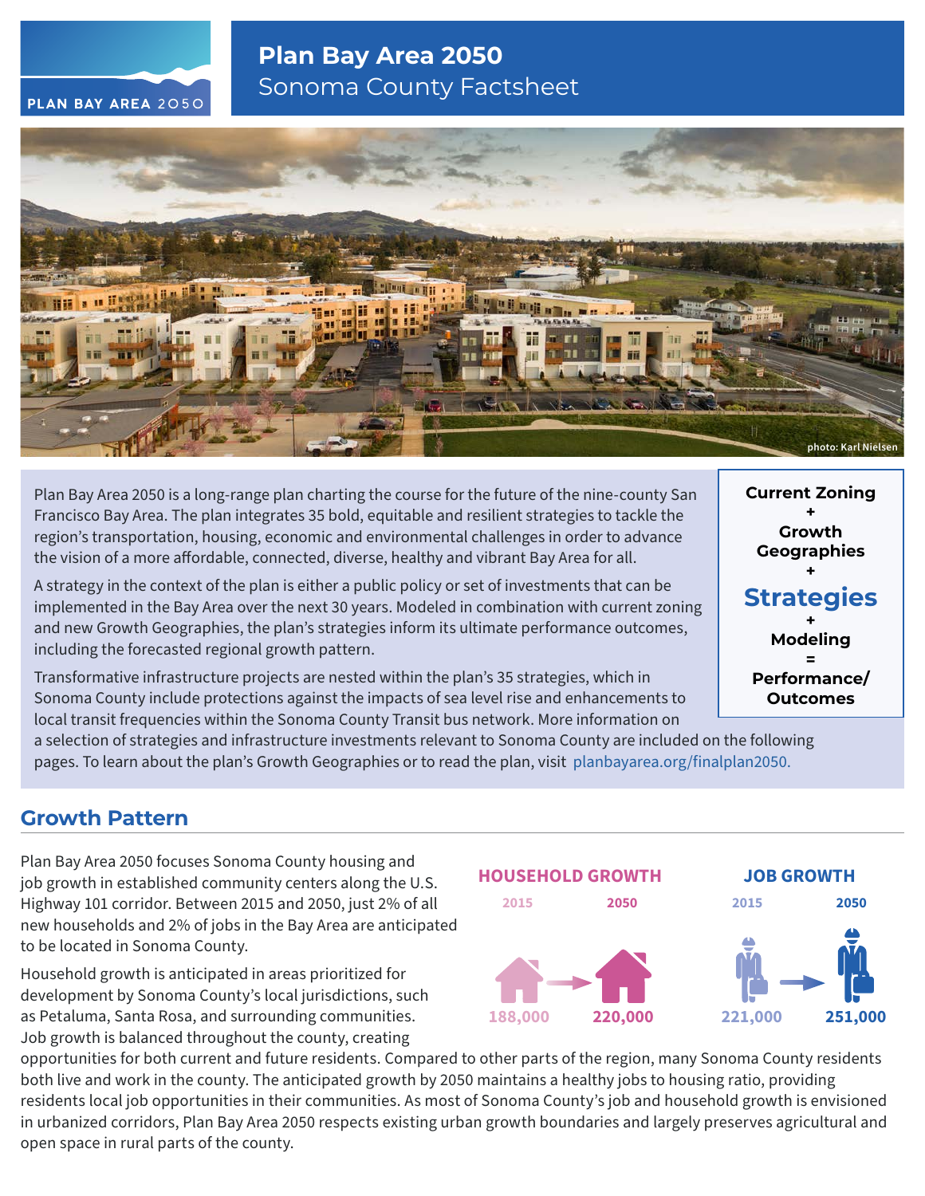# Plan Bay Area 2050

## Sonoma County Factsheet

photo: Karl Nielsen

Plan Bay Area 2050 is a long-range plan charting the course for the future of the nine-county San Francisco Bay Area. The plan integrates 35 bold, equitable and resilient strategies to tackle the region's transportation, housing, economic and environmental challenges in order to advance the vision of a more affordable, connected, diverse, healthy and vibrant Bay Area for all.

A strategy in the context of the plan is either a public policy or set of investments that can be implemented in the Bay Area over the next 30 years. Modeled in combination with current zoning and new Growth Geographies, the plan's strategies inform its ultimate performance outcomes, including the forecasted regional growth pattern.

Transformative infrastructure projects are nested within the plan's 35 strategies, which in Sonoma County include protections against the impacts of sea level rise and enhancements to local transit frequencies within the Sonoma County Transit bus network. More information on a selection of strategies and infrastructure investments relevant to Sonoma County are included on the following pages. To learn about the plan's Growth Geographies or to read the plan, visit planbayarea.org/finalplan2050.

**Current Zoning**
**+**
**Growth Geographies**
**+**
**Strategies**
**+**
**Modeling**
**=**
**Performance/ Outcomes**

## Growth Pattern

Plan Bay Area 2050 focuses Sonoma County housing and job growth in established community centers along the U.S. Highway 101 corridor. Between 2015 and 2050, just 2% of all new households and 2% of jobs in the Bay Area are anticipated to be located in Sonoma County.

Household growth is anticipated in areas prioritized for development by Sonoma County's local jurisdictions, such as Petaluma, Santa Rosa, and surrounding communities. Job growth is balanced throughout the county, creating opportunities for both current and future residents. Compared to other parts of the region, many Sonoma County residents both live and work in the county. The anticipated growth by 2050 maintains a healthy jobs to housing ratio, providing residents local job opportunities in their communities. As most of Sonoma County's job and household growth is envisioned in urbanized corridors, Plan Bay Area 2050 respects existing urban growth boundaries and largely preserves agricultural and open space in rural parts of the county.

| | 2015 | 2050 |
|---|---|---|
| HOUSEHOLD GROWTH | 188,000 | 220,000 |
| JOB GROWTH | 221,000 | 251,000 |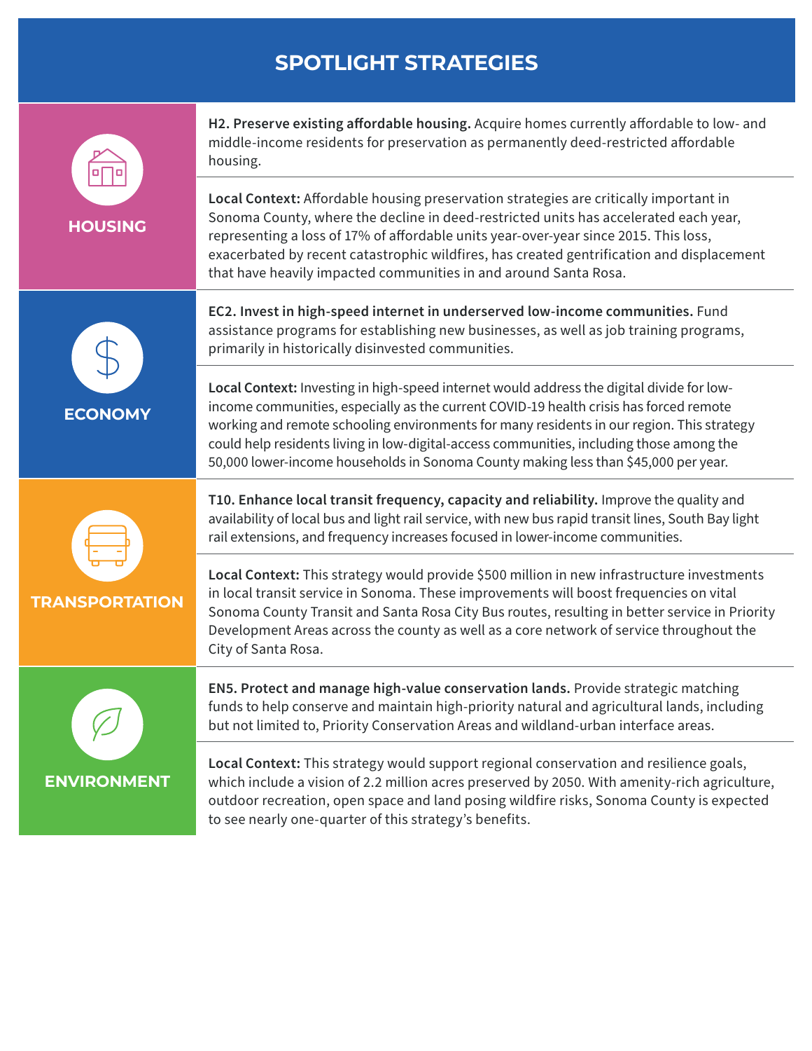# SPOTLIGHT STRATEGIES

## HOUSING

**H2. Preserve existing affordable housing.** Acquire homes currently affordable to low- and middle-income residents for preservation as permanently deed-restricted affordable housing.

**Local Context:** Affordable housing preservation strategies are critically important in Sonoma County, where the decline in deed-restricted units has accelerated each year, representing a loss of 17% of affordable units year-over-year since 2015. This loss, exacerbated by recent catastrophic wildfires, has created gentrification and displacement that have heavily impacted communities in and around Santa Rosa.

## ECONOMY

**EC2. Invest in high-speed internet in underserved low-income communities.** Fund assistance programs for establishing new businesses, as well as job training programs, primarily in historically disinvested communities.

**Local Context:** Investing in high-speed internet would address the digital divide for low-income communities, especially as the current COVID-19 health crisis has forced remote working and remote schooling environments for many residents in our region. This strategy could help residents living in low-digital-access communities, including those among the 50,000 lower-income households in Sonoma County making less than $45,000 per year.

## TRANSPORTATION

**T10. Enhance local transit frequency, capacity and reliability.** Improve the quality and availability of local bus and light rail service, with new bus rapid transit lines, South Bay light rail extensions, and frequency increases focused in lower-income communities.

**Local Context:** This strategy would provide $500 million in new infrastructure investments in local transit service in Sonoma. These improvements will boost frequencies on vital Sonoma County Transit and Santa Rosa City Bus routes, resulting in better service in Priority Development Areas across the county as well as a core network of service throughout the City of Santa Rosa.

## ENVIRONMENT

**EN5. Protect and manage high-value conservation lands.** Provide strategic matching funds to help conserve and maintain high-priority natural and agricultural lands, including but not limited to, Priority Conservation Areas and wildland-urban interface areas.

**Local Context:** This strategy would support regional conservation and resilience goals, which include a vision of 2.2 million acres preserved by 2050. With amenity-rich agriculture, outdoor recreation, open space and land posing wildfire risks, Sonoma County is expected to see nearly one-quarter of this strategy's benefits.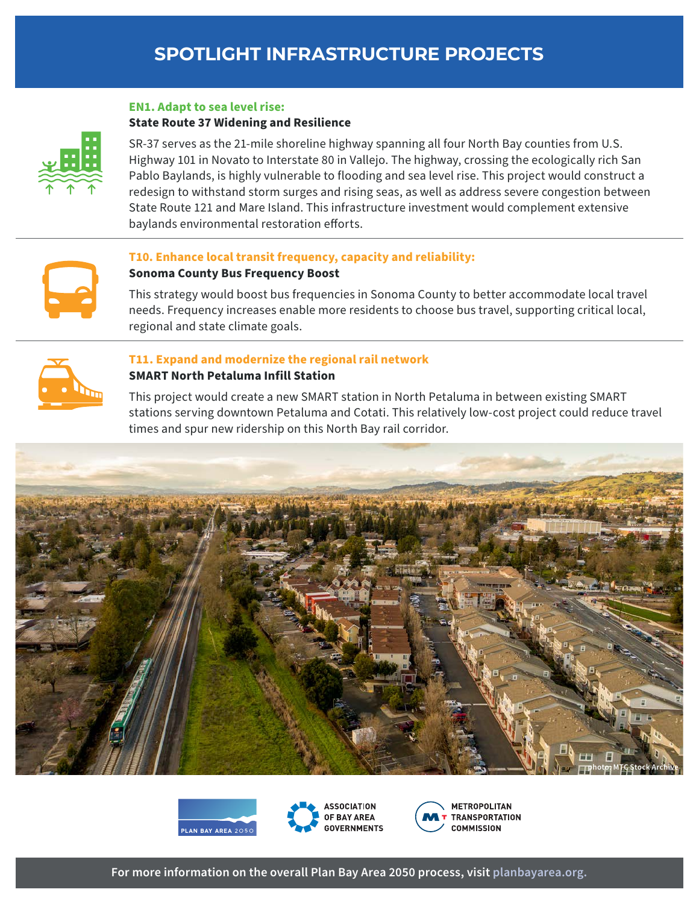# SPOTLIGHT INFRASTRUCTURE PROJECTS

## EN1. Adapt to sea level rise:

### State Route 37 Widening and Resilience

SR-37 serves as the 21-mile shoreline highway spanning all four North Bay counties from U.S. Highway 101 in Novato to Interstate 80 in Vallejo. The highway, crossing the ecologically rich San Pablo Baylands, is highly vulnerable to flooding and sea level rise. This project would construct a redesign to withstand storm surges and rising seas, as well as address severe congestion between State Route 121 and Mare Island. This infrastructure investment would complement extensive baylands environmental restoration efforts.

## T10. Enhance local transit frequency, capacity and reliability:

### Sonoma County Bus Frequency Boost

This strategy would boost bus frequencies in Sonoma County to better accommodate local travel needs. Frequency increases enable more residents to choose bus travel, supporting critical local, regional and state climate goals.

## T11. Expand and modernize the regional rail network

### SMART North Petaluma Infill Station

This project would create a new SMART station in North Petaluma in between existing SMART stations serving downtown Petaluma and Cotati. This relatively low-cost project could reduce travel times and spur new ridership on this North Bay rail corridor.

photo: MTC Stock Archive

PLAN BAY AREA 2050

ASSOCIATION OF BAY AREA GOVERNMENTS

METROPOLITAN TRANSPORTATION COMMISSION

For more information on the overall Plan Bay Area 2050 process, visit planbayarea.org.